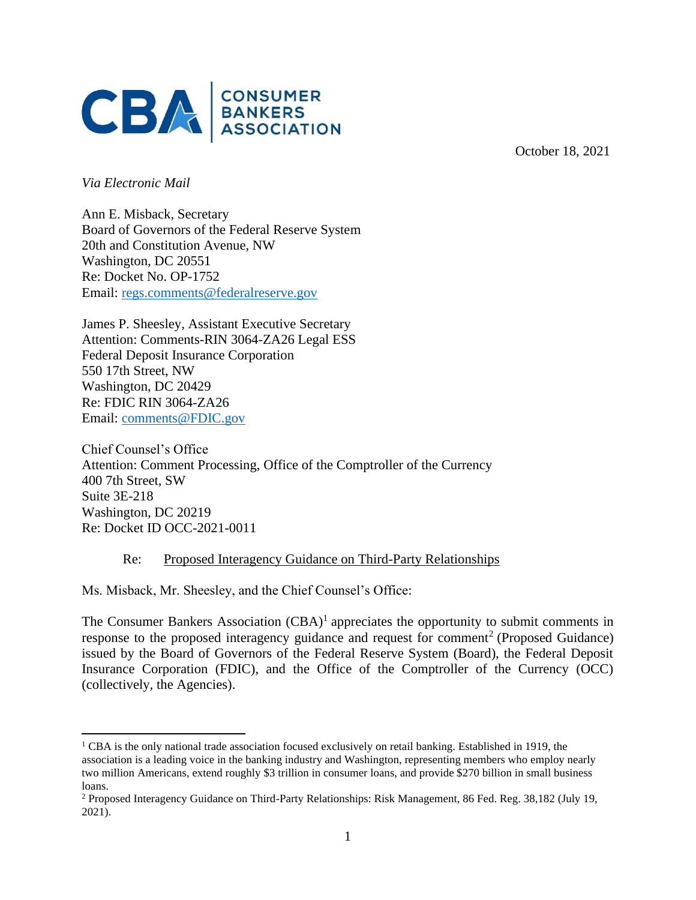CONSUMER BANKERS ASSOCIATION

October 18, 2021

*Via Electronic Mail*

Ann E. Misback, Secretary
Board of Governors of the Federal Reserve System
20th and Constitution Avenue, NW
Washington, DC 20551
Re: Docket No. OP-1752
Email: regs.comments@federalreserve.gov

James P. Sheesley, Assistant Executive Secretary
Attention: Comments-RIN 3064-ZA26 Legal ESS
Federal Deposit Insurance Corporation
550 17th Street, NW
Washington, DC 20429
Re: FDIC RIN 3064-ZA26
Email: comments@FDIC.gov

Chief Counsel's Office
Attention: Comment Processing, Office of the Comptroller of the Currency
400 7th Street, SW
Suite 3E-218
Washington, DC 20219
Re: Docket ID OCC-2021-0011

Re: Proposed Interagency Guidance on Third-Party Relationships

Ms. Misback, Mr. Sheesley, and the Chief Counsel's Office:

The Consumer Bankers Association (CBA)[1] appreciates the opportunity to submit comments in response to the proposed interagency guidance and request for comment[2] (Proposed Guidance) issued by the Board of Governors of the Federal Reserve System (Board), the Federal Deposit Insurance Corporation (FDIC), and the Office of the Comptroller of the Currency (OCC) (collectively, the Agencies).

[1] CBA is the only national trade association focused exclusively on retail banking. Established in 1919, the association is a leading voice in the banking industry and Washington, representing members who employ nearly two million Americans, extend roughly $3 trillion in consumer loans, and provide $270 billion in small business loans.

[2] Proposed Interagency Guidance on Third-Party Relationships: Risk Management, 86 Fed. Reg. 38,182 (July 19, 2021).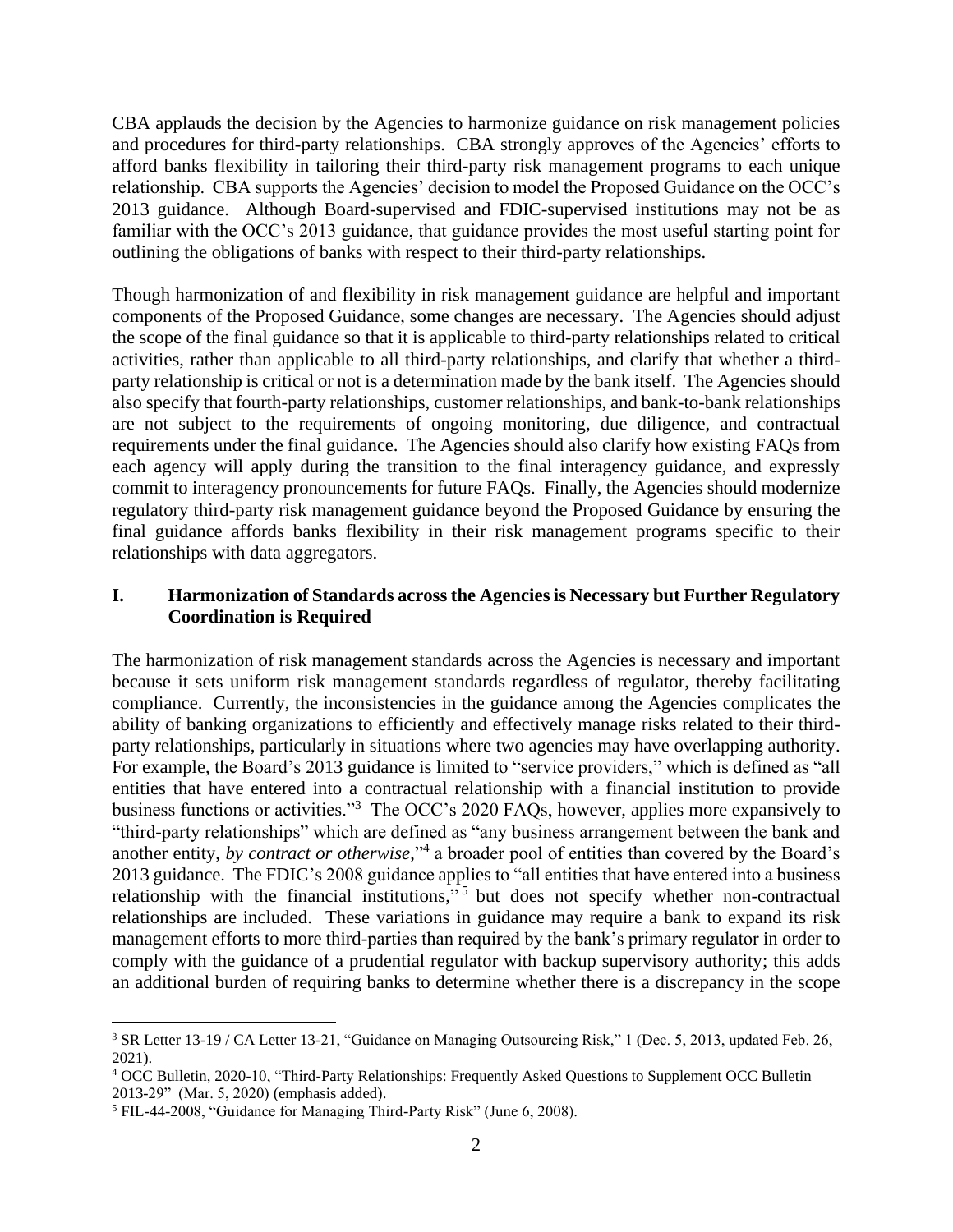CBA applauds the decision by the Agencies to harmonize guidance on risk management policies and procedures for third-party relationships. CBA strongly approves of the Agencies' efforts to afford banks flexibility in tailoring their third-party risk management programs to each unique relationship. CBA supports the Agencies' decision to model the Proposed Guidance on the OCC's 2013 guidance. Although Board-supervised and FDIC-supervised institutions may not be as familiar with the OCC's 2013 guidance, that guidance provides the most useful starting point for outlining the obligations of banks with respect to their third-party relationships.

Though harmonization of and flexibility in risk management guidance are helpful and important components of the Proposed Guidance, some changes are necessary. The Agencies should adjust the scope of the final guidance so that it is applicable to third-party relationships related to critical activities, rather than applicable to all third-party relationships, and clarify that whether a third-party relationship is critical or not is a determination made by the bank itself. The Agencies should also specify that fourth-party relationships, customer relationships, and bank-to-bank relationships are not subject to the requirements of ongoing monitoring, due diligence, and contractual requirements under the final guidance. The Agencies should also clarify how existing FAQs from each agency will apply during the transition to the final interagency guidance, and expressly commit to interagency pronouncements for future FAQs. Finally, the Agencies should modernize regulatory third-party risk management guidance beyond the Proposed Guidance by ensuring the final guidance affords banks flexibility in their risk management programs specific to their relationships with data aggregators.

## I. Harmonization of Standards across the Agencies is Necessary but Further Regulatory Coordination is Required

The harmonization of risk management standards across the Agencies is necessary and important because it sets uniform risk management standards regardless of regulator, thereby facilitating compliance. Currently, the inconsistencies in the guidance among the Agencies complicates the ability of banking organizations to efficiently and effectively manage risks related to their third-party relationships, particularly in situations where two agencies may have overlapping authority. For example, the Board's 2013 guidance is limited to "service providers," which is defined as "all entities that have entered into a contractual relationship with a financial institution to provide business functions or activities."[3] The OCC's 2020 FAQs, however, applies more expansively to "third-party relationships" which are defined as "any business arrangement between the bank and another entity, *by contract or otherwise*,"[4] a broader pool of entities than covered by the Board's 2013 guidance. The FDIC's 2008 guidance applies to "all entities that have entered into a business relationship with the financial institutions,"[5] but does not specify whether non-contractual relationships are included. These variations in guidance may require a bank to expand its risk management efforts to more third-parties than required by the bank's primary regulator in order to comply with the guidance of a prudential regulator with backup supervisory authority; this adds an additional burden of requiring banks to determine whether there is a discrepancy in the scope

---

[3] SR Letter 13-19 / CA Letter 13-21, "Guidance on Managing Outsourcing Risk," 1 (Dec. 5, 2013, updated Feb. 26, 2021).

[4] OCC Bulletin, 2020-10, "Third-Party Relationships: Frequently Asked Questions to Supplement OCC Bulletin 2013-29" (Mar. 5, 2020) (emphasis added).

[5] FIL-44-2008, "Guidance for Managing Third-Party Risk" (June 6, 2008).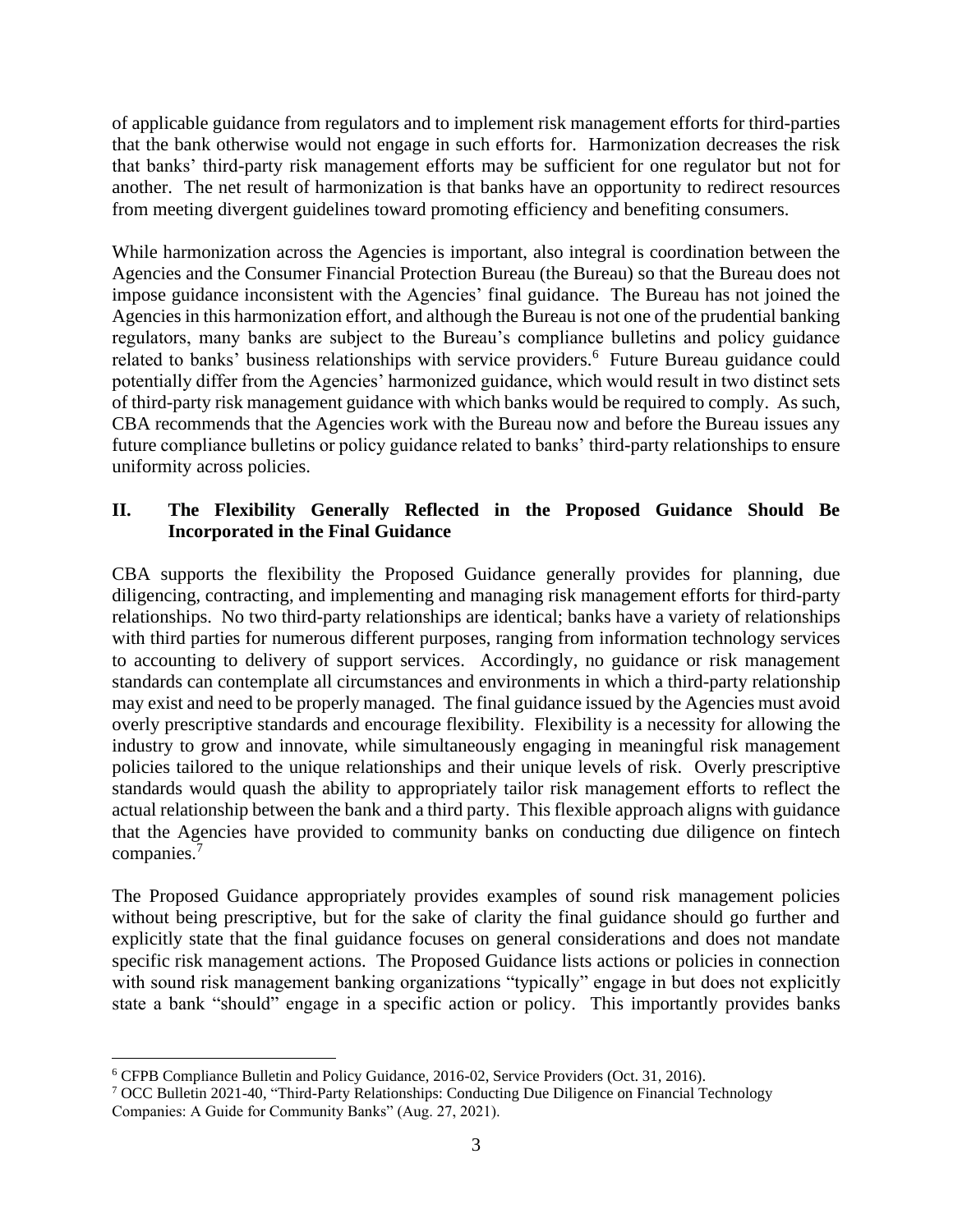of applicable guidance from regulators and to implement risk management efforts for third-parties that the bank otherwise would not engage in such efforts for. Harmonization decreases the risk that banks' third-party risk management efforts may be sufficient for one regulator but not for another. The net result of harmonization is that banks have an opportunity to redirect resources from meeting divergent guidelines toward promoting efficiency and benefiting consumers.

While harmonization across the Agencies is important, also integral is coordination between the Agencies and the Consumer Financial Protection Bureau (the Bureau) so that the Bureau does not impose guidance inconsistent with the Agencies' final guidance. The Bureau has not joined the Agencies in this harmonization effort, and although the Bureau is not one of the prudential banking regulators, many banks are subject to the Bureau's compliance bulletins and policy guidance related to banks' business relationships with service providers.[6] Future Bureau guidance could potentially differ from the Agencies' harmonized guidance, which would result in two distinct sets of third-party risk management guidance with which banks would be required to comply. As such, CBA recommends that the Agencies work with the Bureau now and before the Bureau issues any future compliance bulletins or policy guidance related to banks' third-party relationships to ensure uniformity across policies.

## II. The Flexibility Generally Reflected in the Proposed Guidance Should Be Incorporated in the Final Guidance

CBA supports the flexibility the Proposed Guidance generally provides for planning, due diligencing, contracting, and implementing and managing risk management efforts for third-party relationships. No two third-party relationships are identical; banks have a variety of relationships with third parties for numerous different purposes, ranging from information technology services to accounting to delivery of support services. Accordingly, no guidance or risk management standards can contemplate all circumstances and environments in which a third-party relationship may exist and need to be properly managed. The final guidance issued by the Agencies must avoid overly prescriptive standards and encourage flexibility. Flexibility is a necessity for allowing the industry to grow and innovate, while simultaneously engaging in meaningful risk management policies tailored to the unique relationships and their unique levels of risk. Overly prescriptive standards would quash the ability to appropriately tailor risk management efforts to reflect the actual relationship between the bank and a third party. This flexible approach aligns with guidance that the Agencies have provided to community banks on conducting due diligence on fintech companies.[7]

The Proposed Guidance appropriately provides examples of sound risk management policies without being prescriptive, but for the sake of clarity the final guidance should go further and explicitly state that the final guidance focuses on general considerations and does not mandate specific risk management actions. The Proposed Guidance lists actions or policies in connection with sound risk management banking organizations "typically" engage in but does not explicitly state a bank "should" engage in a specific action or policy. This importantly provides banks

---

[6] CFPB Compliance Bulletin and Policy Guidance, 2016-02, Service Providers (Oct. 31, 2016).

[7] OCC Bulletin 2021-40, "Third-Party Relationships: Conducting Due Diligence on Financial Technology Companies: A Guide for Community Banks" (Aug. 27, 2021).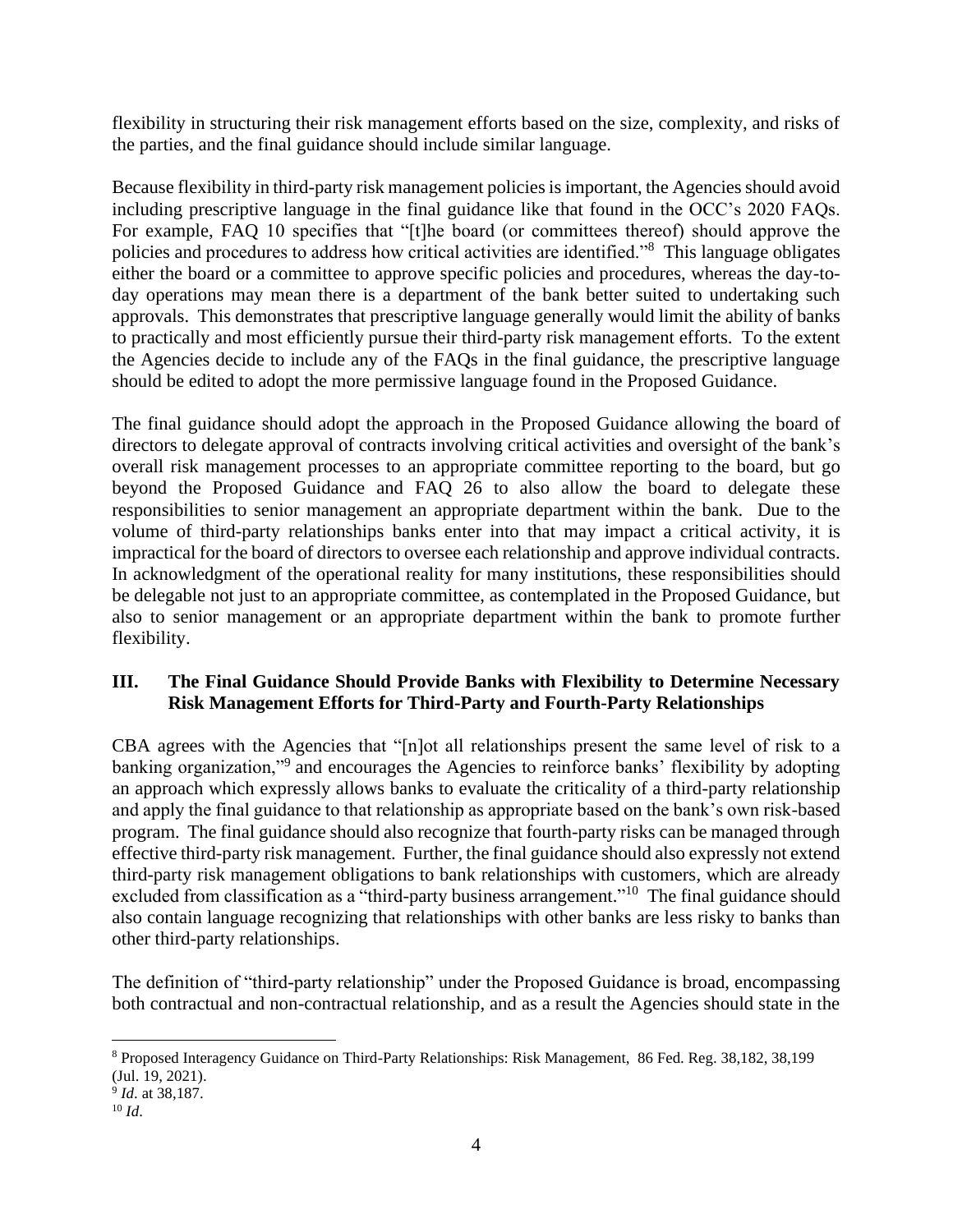flexibility in structuring their risk management efforts based on the size, complexity, and risks of the parties, and the final guidance should include similar language.

Because flexibility in third-party risk management policies is important, the Agencies should avoid including prescriptive language in the final guidance like that found in the OCC's 2020 FAQs. For example, FAQ 10 specifies that "[t]he board (or committees thereof) should approve the policies and procedures to address how critical activities are identified."[8] This language obligates either the board or a committee to approve specific policies and procedures, whereas the day-to-day operations may mean there is a department of the bank better suited to undertaking such approvals. This demonstrates that prescriptive language generally would limit the ability of banks to practically and most efficiently pursue their third-party risk management efforts. To the extent the Agencies decide to include any of the FAQs in the final guidance, the prescriptive language should be edited to adopt the more permissive language found in the Proposed Guidance.

The final guidance should adopt the approach in the Proposed Guidance allowing the board of directors to delegate approval of contracts involving critical activities and oversight of the bank's overall risk management processes to an appropriate committee reporting to the board, but go beyond the Proposed Guidance and FAQ 26 to also allow the board to delegate these responsibilities to senior management an appropriate department within the bank. Due to the volume of third-party relationships banks enter into that may impact a critical activity, it is impractical for the board of directors to oversee each relationship and approve individual contracts. In acknowledgment of the operational reality for many institutions, these responsibilities should be delegable not just to an appropriate committee, as contemplated in the Proposed Guidance, but also to senior management or an appropriate department within the bank to promote further flexibility.

## III. The Final Guidance Should Provide Banks with Flexibility to Determine Necessary Risk Management Efforts for Third-Party and Fourth-Party Relationships

CBA agrees with the Agencies that "[n]ot all relationships present the same level of risk to a banking organization,"[9] and encourages the Agencies to reinforce banks' flexibility by adopting an approach which expressly allows banks to evaluate the criticality of a third-party relationship and apply the final guidance to that relationship as appropriate based on the bank's own risk-based program. The final guidance should also recognize that fourth-party risks can be managed through effective third-party risk management. Further, the final guidance should also expressly not extend third-party risk management obligations to bank relationships with customers, which are already excluded from classification as a "third-party business arrangement."[10] The final guidance should also contain language recognizing that relationships with other banks are less risky to banks than other third-party relationships.

The definition of "third-party relationship" under the Proposed Guidance is broad, encompassing both contractual and non-contractual relationship, and as a result the Agencies should state in the

---

[8] Proposed Interagency Guidance on Third-Party Relationships: Risk Management, 86 Fed. Reg. 38,182, 38,199 (Jul. 19, 2021).

[9] *Id*. at 38,187.

[10] *Id*.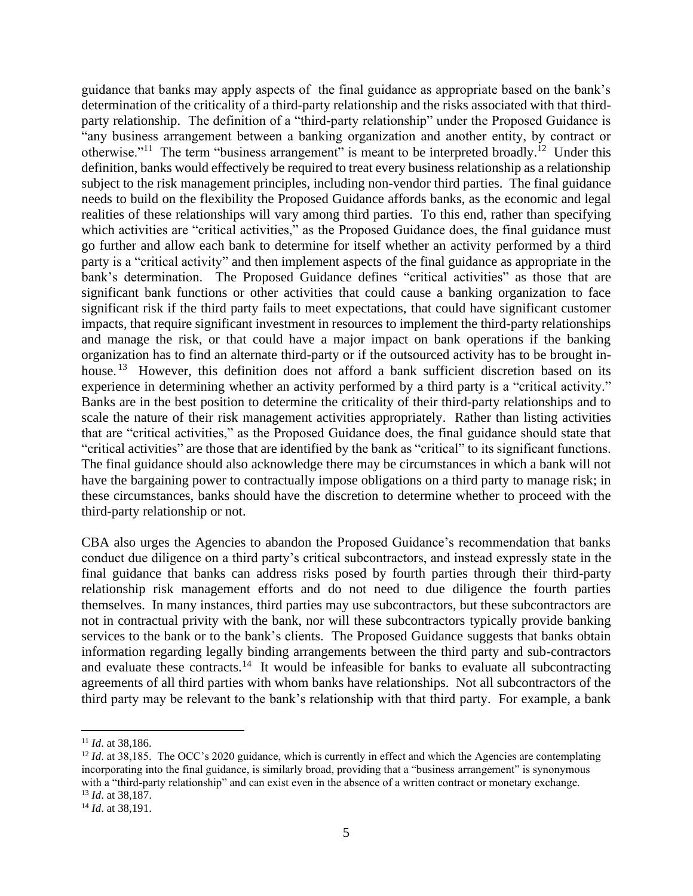guidance that banks may apply aspects of the final guidance as appropriate based on the bank's determination of the criticality of a third-party relationship and the risks associated with that third-party relationship. The definition of a "third-party relationship" under the Proposed Guidance is "any business arrangement between a banking organization and another entity, by contract or otherwise."[11] The term "business arrangement" is meant to be interpreted broadly.[12] Under this definition, banks would effectively be required to treat every business relationship as a relationship subject to the risk management principles, including non-vendor third parties. The final guidance needs to build on the flexibility the Proposed Guidance affords banks, as the economic and legal realities of these relationships will vary among third parties. To this end, rather than specifying which activities are "critical activities," as the Proposed Guidance does, the final guidance must go further and allow each bank to determine for itself whether an activity performed by a third party is a "critical activity" and then implement aspects of the final guidance as appropriate in the bank's determination. The Proposed Guidance defines "critical activities" as those that are significant bank functions or other activities that could cause a banking organization to face significant risk if the third party fails to meet expectations, that could have significant customer impacts, that require significant investment in resources to implement the third-party relationships and manage the risk, or that could have a major impact on bank operations if the banking organization has to find an alternate third-party or if the outsourced activity has to be brought in-house.[13] However, this definition does not afford a bank sufficient discretion based on its experience in determining whether an activity performed by a third party is a "critical activity." Banks are in the best position to determine the criticality of their third-party relationships and to scale the nature of their risk management activities appropriately. Rather than listing activities that are "critical activities," as the Proposed Guidance does, the final guidance should state that "critical activities" are those that are identified by the bank as "critical" to its significant functions. The final guidance should also acknowledge there may be circumstances in which a bank will not have the bargaining power to contractually impose obligations on a third party to manage risk; in these circumstances, banks should have the discretion to determine whether to proceed with the third-party relationship or not.

CBA also urges the Agencies to abandon the Proposed Guidance's recommendation that banks conduct due diligence on a third party's critical subcontractors, and instead expressly state in the final guidance that banks can address risks posed by fourth parties through their third-party relationship risk management efforts and do not need to due diligence the fourth parties themselves. In many instances, third parties may use subcontractors, but these subcontractors are not in contractual privity with the bank, nor will these subcontractors typically provide banking services to the bank or to the bank's clients. The Proposed Guidance suggests that banks obtain information regarding legally binding arrangements between the third party and sub-contractors and evaluate these contracts.[14] It would be infeasible for banks to evaluate all subcontracting agreements of all third parties with whom banks have relationships. Not all subcontractors of the third party may be relevant to the bank's relationship with that third party. For example, a bank

---

[11] *Id*. at 38,186.

[12] *Id*. at 38,185. The OCC's 2020 guidance, which is currently in effect and which the Agencies are contemplating incorporating into the final guidance, is similarly broad, providing that a "business arrangement" is synonymous with a "third-party relationship" and can exist even in the absence of a written contract or monetary exchange.

[13] *Id*. at 38,187.

[14] *Id*. at 38,191.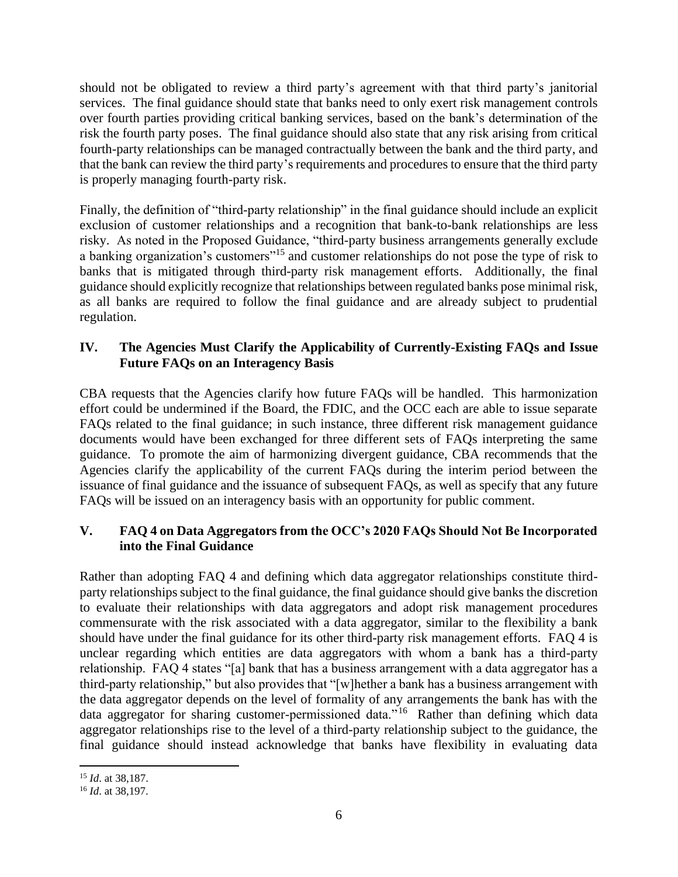should not be obligated to review a third party's agreement with that third party's janitorial services. The final guidance should state that banks need to only exert risk management controls over fourth parties providing critical banking services, based on the bank's determination of the risk the fourth party poses. The final guidance should also state that any risk arising from critical fourth-party relationships can be managed contractually between the bank and the third party, and that the bank can review the third party's requirements and procedures to ensure that the third party is properly managing fourth-party risk.

Finally, the definition of "third-party relationship" in the final guidance should include an explicit exclusion of customer relationships and a recognition that bank-to-bank relationships are less risky. As noted in the Proposed Guidance, "third-party business arrangements generally exclude a banking organization's customers"[15] and customer relationships do not pose the type of risk to banks that is mitigated through third-party risk management efforts. Additionally, the final guidance should explicitly recognize that relationships between regulated banks pose minimal risk, as all banks are required to follow the final guidance and are already subject to prudential regulation.

## IV. The Agencies Must Clarify the Applicability of Currently-Existing FAQs and Issue Future FAQs on an Interagency Basis

CBA requests that the Agencies clarify how future FAQs will be handled. This harmonization effort could be undermined if the Board, the FDIC, and the OCC each are able to issue separate FAQs related to the final guidance; in such instance, three different risk management guidance documents would have been exchanged for three different sets of FAQs interpreting the same guidance. To promote the aim of harmonizing divergent guidance, CBA recommends that the Agencies clarify the applicability of the current FAQs during the interim period between the issuance of final guidance and the issuance of subsequent FAQs, as well as specify that any future FAQs will be issued on an interagency basis with an opportunity for public comment.

## V. FAQ 4 on Data Aggregators from the OCC's 2020 FAQs Should Not Be Incorporated into the Final Guidance

Rather than adopting FAQ 4 and defining which data aggregator relationships constitute third-party relationships subject to the final guidance, the final guidance should give banks the discretion to evaluate their relationships with data aggregators and adopt risk management procedures commensurate with the risk associated with a data aggregator, similar to the flexibility a bank should have under the final guidance for its other third-party risk management efforts. FAQ 4 is unclear regarding which entities are data aggregators with whom a bank has a third-party relationship. FAQ 4 states "[a] bank that has a business arrangement with a data aggregator has a third-party relationship," but also provides that "[w]hether a bank has a business arrangement with the data aggregator depends on the level of formality of any arrangements the bank has with the data aggregator for sharing customer-permissioned data."[16] Rather than defining which data aggregator relationships rise to the level of a third-party relationship subject to the guidance, the final guidance should instead acknowledge that banks have flexibility in evaluating data

[15] *Id*. at 38,187.

[16] *Id*. at 38,197.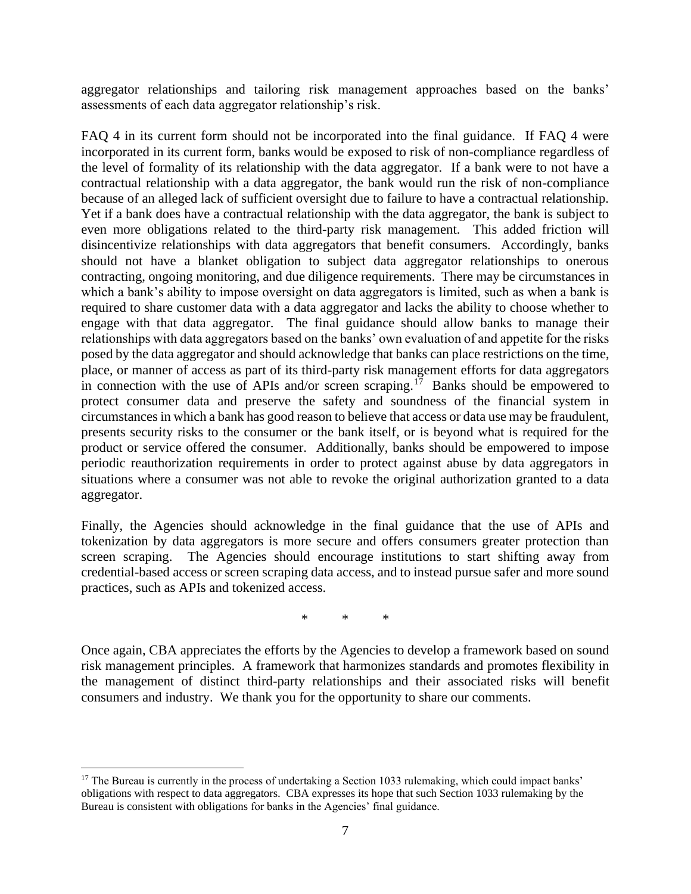aggregator relationships and tailoring risk management approaches based on the banks' assessments of each data aggregator relationship's risk.

FAQ 4 in its current form should not be incorporated into the final guidance. If FAQ 4 were incorporated in its current form, banks would be exposed to risk of non-compliance regardless of the level of formality of its relationship with the data aggregator. If a bank were to not have a contractual relationship with a data aggregator, the bank would run the risk of non-compliance because of an alleged lack of sufficient oversight due to failure to have a contractual relationship. Yet if a bank does have a contractual relationship with the data aggregator, the bank is subject to even more obligations related to the third-party risk management. This added friction will disincentivize relationships with data aggregators that benefit consumers. Accordingly, banks should not have a blanket obligation to subject data aggregator relationships to onerous contracting, ongoing monitoring, and due diligence requirements. There may be circumstances in which a bank's ability to impose oversight on data aggregators is limited, such as when a bank is required to share customer data with a data aggregator and lacks the ability to choose whether to engage with that data aggregator. The final guidance should allow banks to manage their relationships with data aggregators based on the banks' own evaluation of and appetite for the risks posed by the data aggregator and should acknowledge that banks can place restrictions on the time, place, or manner of access as part of its third-party risk management efforts for data aggregators in connection with the use of APIs and/or screen scraping.[17] Banks should be empowered to protect consumer data and preserve the safety and soundness of the financial system in circumstances in which a bank has good reason to believe that access or data use may be fraudulent, presents security risks to the consumer or the bank itself, or is beyond what is required for the product or service offered the consumer. Additionally, banks should be empowered to impose periodic reauthorization requirements in order to protect against abuse by data aggregators in situations where a consumer was not able to revoke the original authorization granted to a data aggregator.

Finally, the Agencies should acknowledge in the final guidance that the use of APIs and tokenization by data aggregators is more secure and offers consumers greater protection than screen scraping. The Agencies should encourage institutions to start shifting away from credential-based access or screen scraping data access, and to instead pursue safer and more sound practices, such as APIs and tokenized access.

\* \* \*

Once again, CBA appreciates the efforts by the Agencies to develop a framework based on sound risk management principles. A framework that harmonizes standards and promotes flexibility in the management of distinct third-party relationships and their associated risks will benefit consumers and industry. We thank you for the opportunity to share our comments.

---

[17] The Bureau is currently in the process of undertaking a Section 1033 rulemaking, which could impact banks' obligations with respect to data aggregators. CBA expresses its hope that such Section 1033 rulemaking by the Bureau is consistent with obligations for banks in the Agencies' final guidance.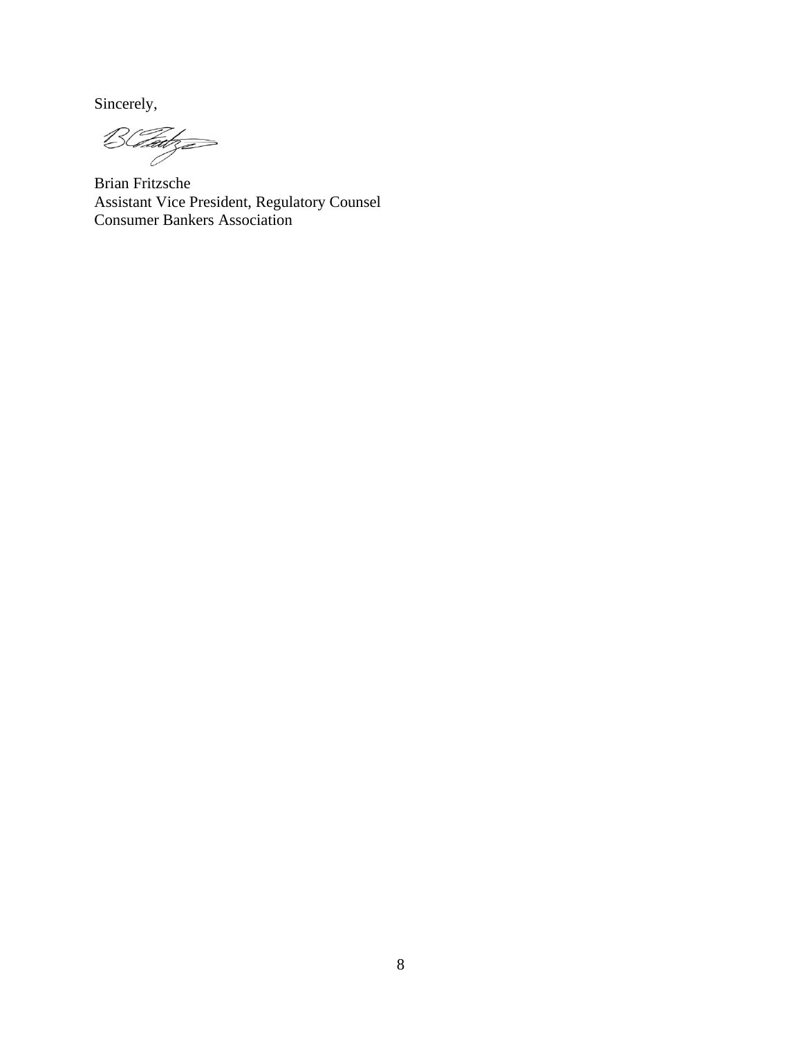Sincerely,

Brian Fritzsche
Assistant Vice President, Regulatory Counsel
Consumer Bankers Association